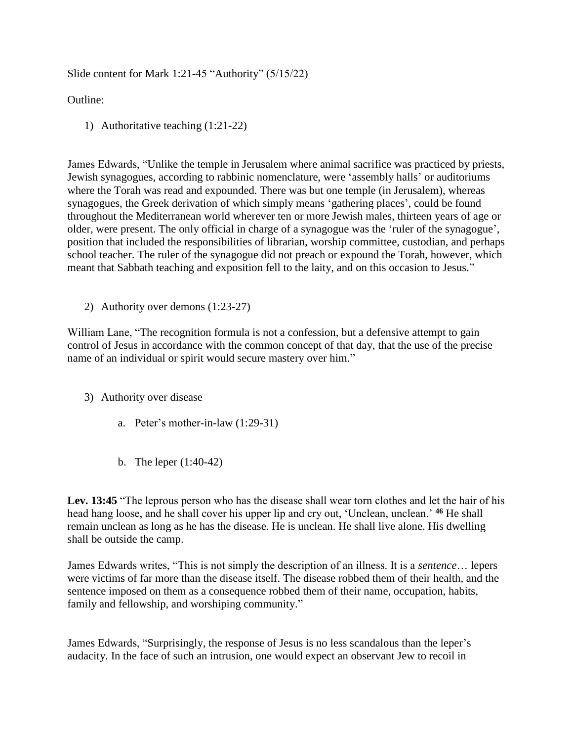Slide content for Mark 1:21-45 "Authority" (5/15/22)

Outline:

1) Authoritative teaching (1:21-22)

James Edwards, "Unlike the temple in Jerusalem where animal sacrifice was practiced by priests, Jewish synagogues, according to rabbinic nomenclature, were 'assembly halls' or auditoriums where the Torah was read and expounded. There was but one temple (in Jerusalem), whereas synagogues, the Greek derivation of which simply means 'gathering places', could be found throughout the Mediterranean world wherever ten or more Jewish males, thirteen years of age or older, were present. The only official in charge of a synagogue was the 'ruler of the synagogue', position that included the responsibilities of librarian, worship committee, custodian, and perhaps school teacher. The ruler of the synagogue did not preach or expound the Torah, however, which meant that Sabbath teaching and exposition fell to the laity, and on this occasion to Jesus."

2) Authority over demons (1:23-27)

William Lane, "The recognition formula is not a confession, but a defensive attempt to gain control of Jesus in accordance with the common concept of that day, that the use of the precise name of an individual or spirit would secure mastery over him."

3) Authority over disease

   a. Peter's mother-in-law (1:29-31)

   b. The leper (1:40-42)

**Lev. 13:45** "The leprous person who has the disease shall wear torn clothes and let the hair of his head hang loose, and he shall cover his upper lip and cry out, 'Unclean, unclean.' **46** He shall remain unclean as long as he has the disease. He is unclean. He shall live alone. His dwelling shall be outside the camp.

James Edwards writes, "This is not simply the description of an illness. It is a *sentence*… lepers were victims of far more than the disease itself. The disease robbed them of their health, and the sentence imposed on them as a consequence robbed them of their name, occupation, habits, family and fellowship, and worshiping community."

James Edwards, "Surprisingly, the response of Jesus is no less scandalous than the leper's audacity. In the face of such an intrusion, one would expect an observant Jew to recoil in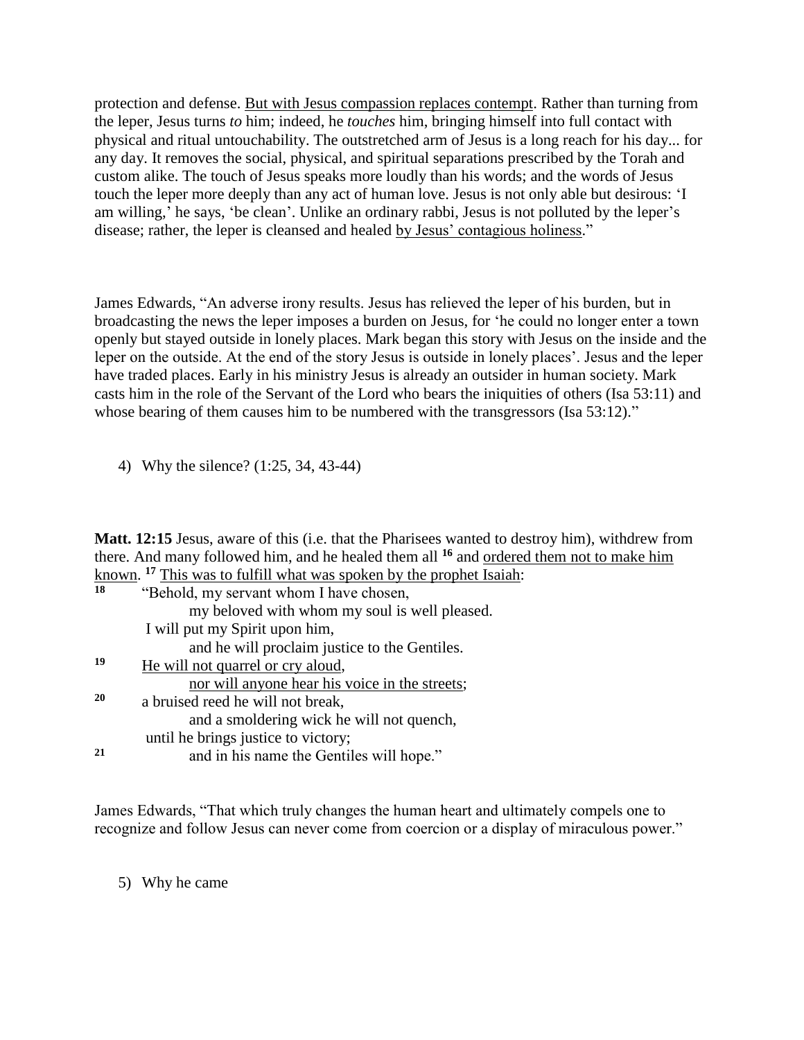protection and defense. <u>But with Jesus compassion replaces contempt</u>. Rather than turning from the leper, Jesus turns *to* him; indeed, he *touches* him, bringing himself into full contact with physical and ritual untouchability. The outstretched arm of Jesus is a long reach for his day... for any day. It removes the social, physical, and spiritual separations prescribed by the Torah and custom alike. The touch of Jesus speaks more loudly than his words; and the words of Jesus touch the leper more deeply than any act of human love. Jesus is not only able but desirous: 'I am willing,' he says, 'be clean'. Unlike an ordinary rabbi, Jesus is not polluted by the leper's disease; rather, the leper is cleansed and healed <u>by Jesus' contagious holiness</u>."

James Edwards, "An adverse irony results. Jesus has relieved the leper of his burden, but in broadcasting the news the leper imposes a burden on Jesus, for 'he could no longer enter a town openly but stayed outside in lonely places. Mark began this story with Jesus on the inside and the leper on the outside. At the end of the story Jesus is outside in lonely places'. Jesus and the leper have traded places. Early in his ministry Jesus is already an outsider in human society. Mark casts him in the role of the Servant of the Lord who bears the iniquities of others (Isa 53:11) and whose bearing of them causes him to be numbered with the transgressors (Isa 53:12)."

4) Why the silence? (1:25, 34, 43-44)

**Matt. 12:15** Jesus, aware of this (i.e. that the Pharisees wanted to destroy him), withdrew from there. And many followed him, and he healed them all **16** and <u>ordered them not to make him known</u>. **17** <u>This was to fulfill what was spoken by the prophet Isaiah</u>:

**18** "Behold, my servant whom I have chosen,
my beloved with whom my soul is well pleased.
I will put my Spirit upon him,
and he will proclaim justice to the Gentiles.
**19** <u>He will not quarrel or cry aloud</u>,
<u>nor will anyone hear his voice in the streets</u>;
**20** a bruised reed he will not break,
and a smoldering wick he will not quench,
until he brings justice to victory;
**21** and in his name the Gentiles will hope."

James Edwards, "That which truly changes the human heart and ultimately compels one to recognize and follow Jesus can never come from coercion or a display of miraculous power."

5) Why he came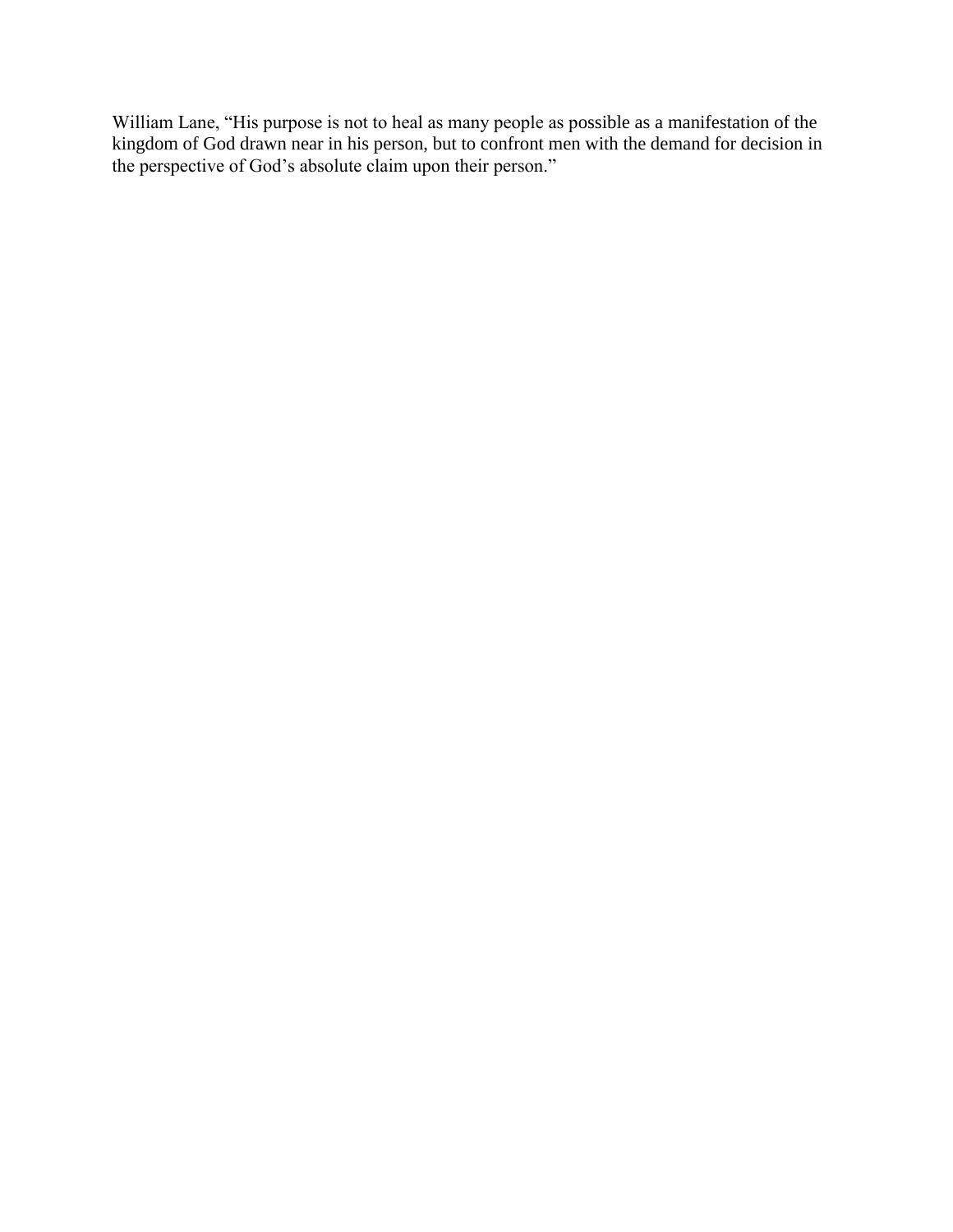William Lane, “His purpose is not to heal as many people as possible as a manifestation of the kingdom of God drawn near in his person, but to confront men with the demand for decision in the perspective of God’s absolute claim upon their person.”